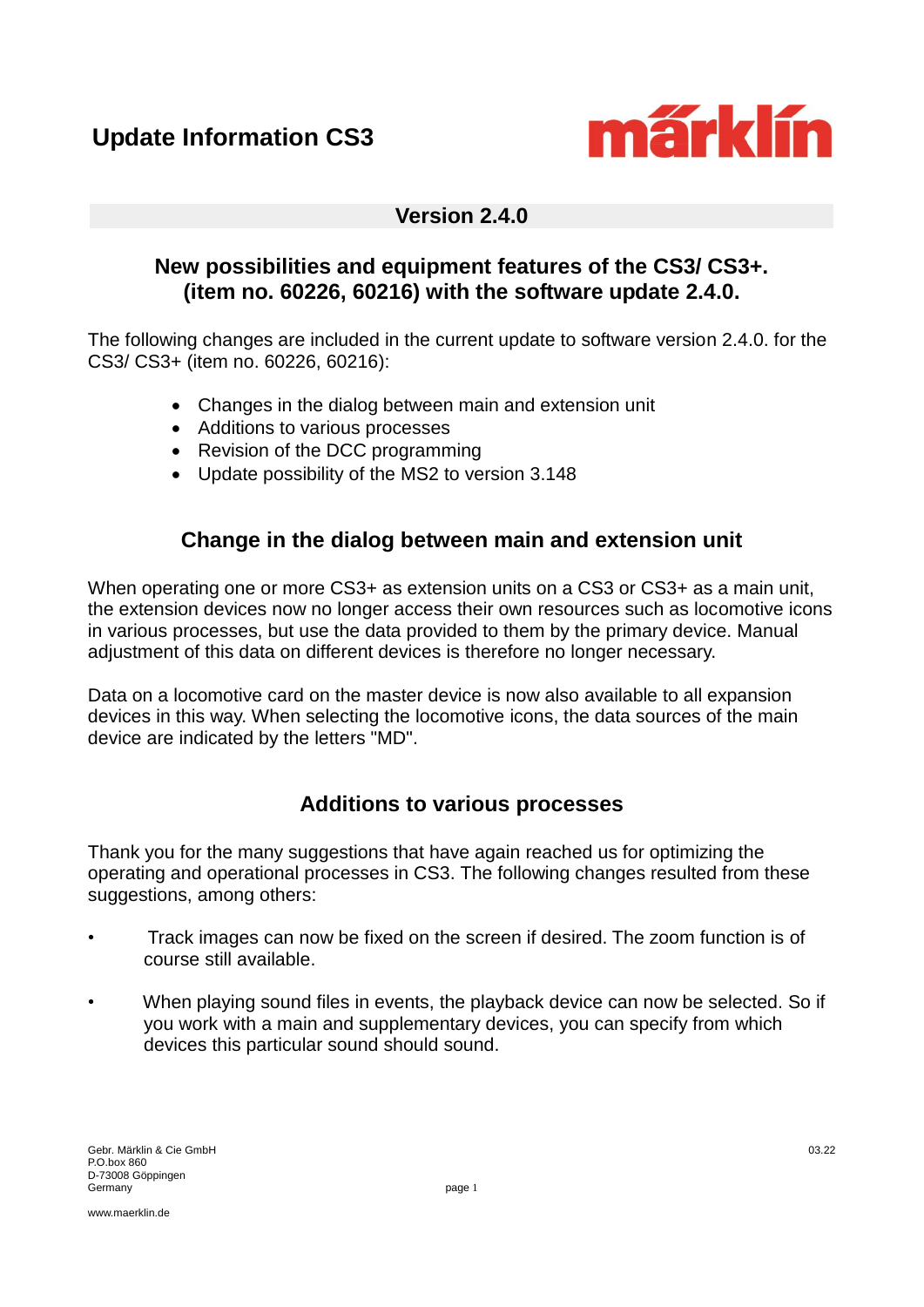# Update Information CS3

märklin

## Version 2.4.0

### New possibilities and equipment features of the CS3/ CS3+. (item no. 60226, 60216) with the software update 2.4.0.

The following changes are included in the current update to software version 2.4.0. for the CS3/ CS3+ (item no. 60226, 60216):

- Changes in the dialog between main and extension unit
- Additions to various processes
- Revision of the DCC programming
- Update possibility of the MS2 to version 3.148

### Change in the dialog between main and extension unit

When operating one or more CS3+ as extension units on a CS3 or CS3+ as a main unit, the extension devices now no longer access their own resources such as locomotive icons in various processes, but use the data provided to them by the primary device. Manual adjustment of this data on different devices is therefore no longer necessary.

Data on a locomotive card on the master device is now also available to all expansion devices in this way. When selecting the locomotive icons, the data sources of the main device are indicated by the letters "MD".

### Additions to various processes

Thank you for the many suggestions that have again reached us for optimizing the operating and operational processes in CS3. The following changes resulted from these suggestions, among others:

- Track images can now be fixed on the screen if desired. The zoom function is of course still available.

- When playing sound files in events, the playback device can now be selected. So if you work with a main and supplementary devices, you can specify from which devices this particular sound should sound.

Gebr. Märklin & Cie GmbH
P.O.box 860
D-73008 Göppingen
Germany

www.maerklin.de

03.22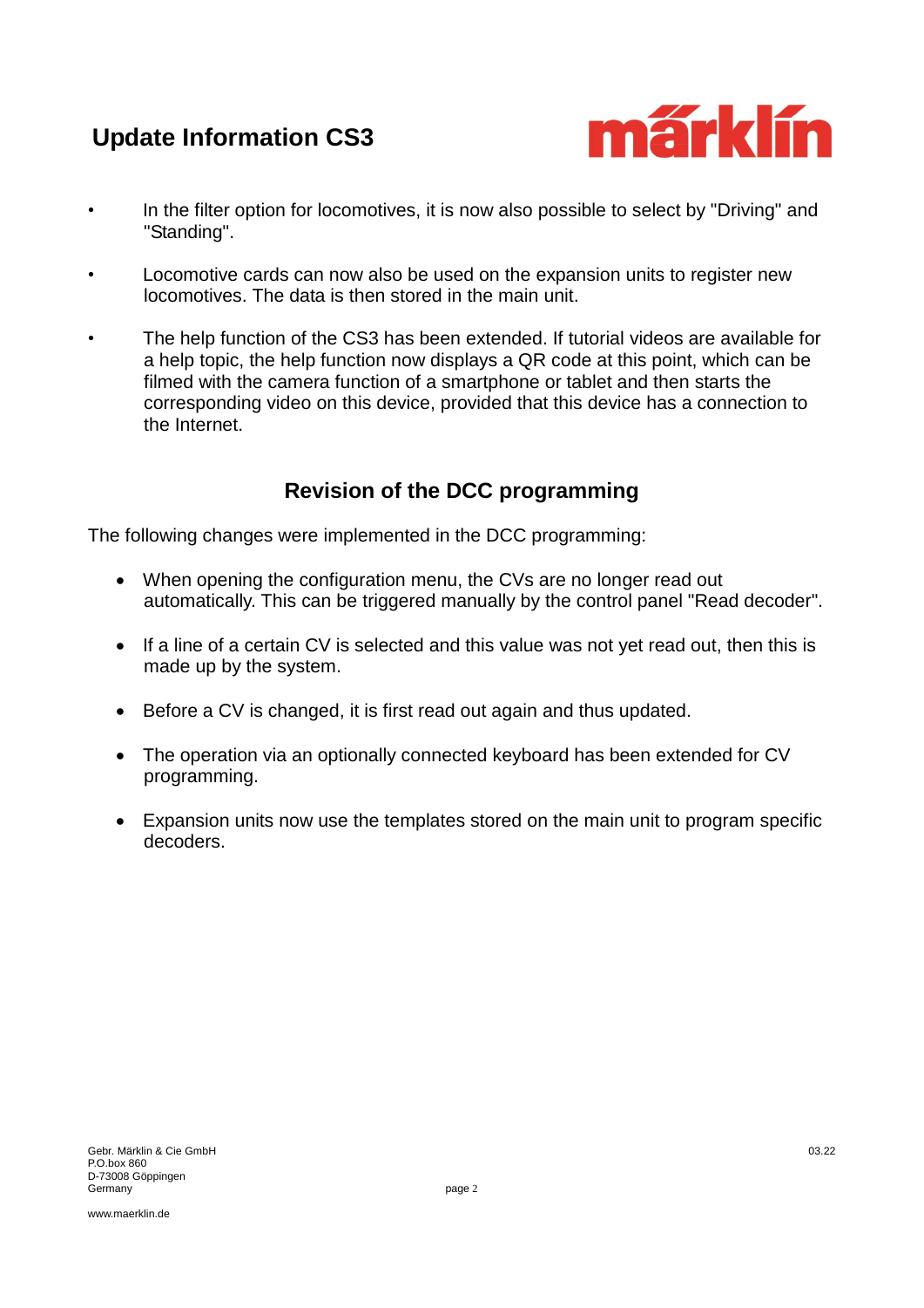# Update Information CS3

- In the filter option for locomotives, it is now also possible to select by "Driving" and "Standing".

- Locomotive cards can now also be used on the expansion units to register new locomotives. The data is then stored in the main unit.

- The help function of the CS3 has been extended. If tutorial videos are available for a help topic, the help function now displays a QR code at this point, which can be filmed with the camera function of a smartphone or tablet and then starts the corresponding video on this device, provided that this device has a connection to the Internet.

## Revision of the DCC programming

The following changes were implemented in the DCC programming:

- When opening the configuration menu, the CVs are no longer read out automatically. This can be triggered manually by the control panel "Read decoder".

- If a line of a certain CV is selected and this value was not yet read out, then this is made up by the system.

- Before a CV is changed, it is first read out again and thus updated.

- The operation via an optionally connected keyboard has been extended for CV programming.

- Expansion units now use the templates stored on the main unit to program specific decoders.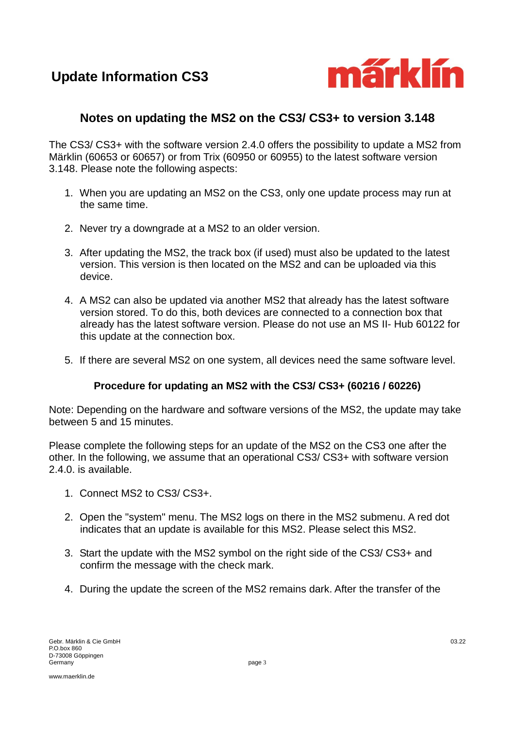## Notes on updating the MS2 on the CS3/ CS3+ to version 3.148

The CS3/ CS3+ with the software version 2.4.0 offers the possibility to update a MS2 from Märklin (60653 or 60657) or from Trix (60950 or 60955) to the latest software version 3.148. Please note the following aspects:

1. When you are updating an MS2 on the CS3, only one update process may run at the same time.
2. Never try a downgrade at a MS2 to an older version.
3. After updating the MS2, the track box (if used) must also be updated to the latest version. This version is then located on the MS2 and can be uploaded via this device.
4. A MS2 can also be updated via another MS2 that already has the latest software version stored. To do this, both devices are connected to a connection box that already has the latest software version. Please do not use an MS II- Hub 60122 for this update at the connection box.
5. If there are several MS2 on one system, all devices need the same software level.

### Procedure for updating an MS2 with the CS3/ CS3+ (60216 / 60226)

Note: Depending on the hardware and software versions of the MS2, the update may take between 5 and 15 minutes.

Please complete the following steps for an update of the MS2 on the CS3 one after the other. In the following, we assume that an operational CS3/ CS3+ with software version 2.4.0. is available.

1. Connect MS2 to CS3/ CS3+.
2. Open the "system" menu. The MS2 logs on there in the MS2 submenu. A red dot indicates that an update is available for this MS2. Please select this MS2.
3. Start the update with the MS2 symbol on the right side of the CS3/ CS3+ and confirm the message with the check mark.
4. During the update the screen of the MS2 remains dark. After the transfer of the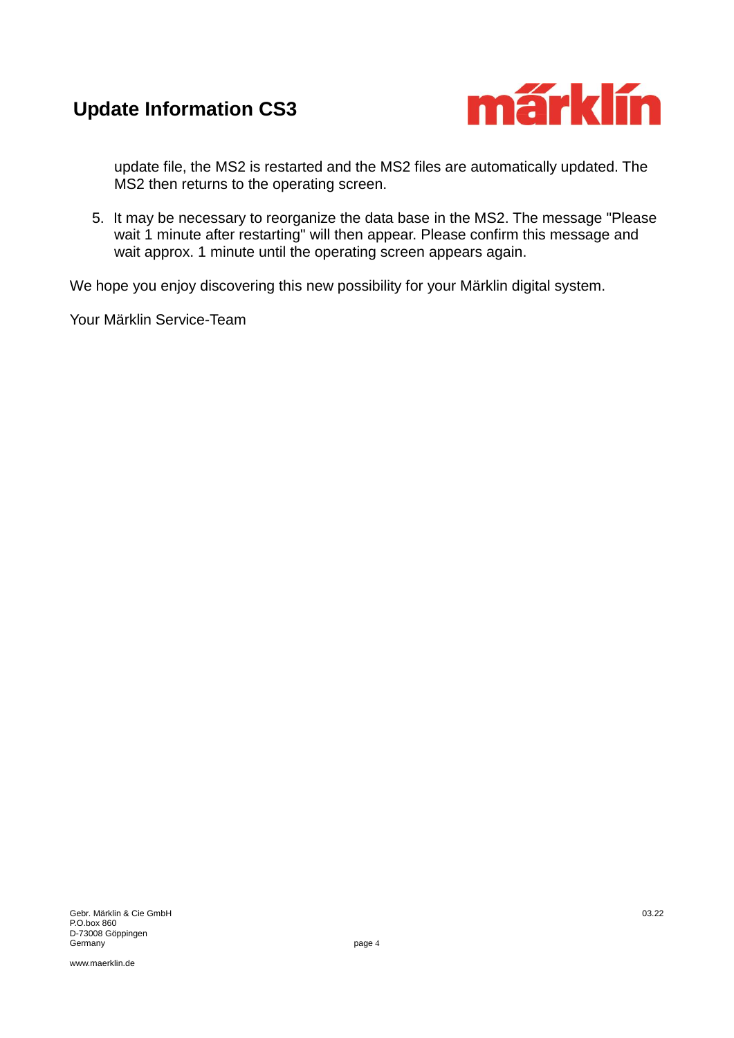update file, the MS2 is restarted and the MS2 files are automatically updated. The MS2 then returns to the operating screen.

5. It may be necessary to reorganize the data base in the MS2. The message "Please wait 1 minute after restarting" will then appear. Please confirm this message and wait approx. 1 minute until the operating screen appears again.

We hope you enjoy discovering this new possibility for your Märklin digital system.

Your Märklin Service-Team